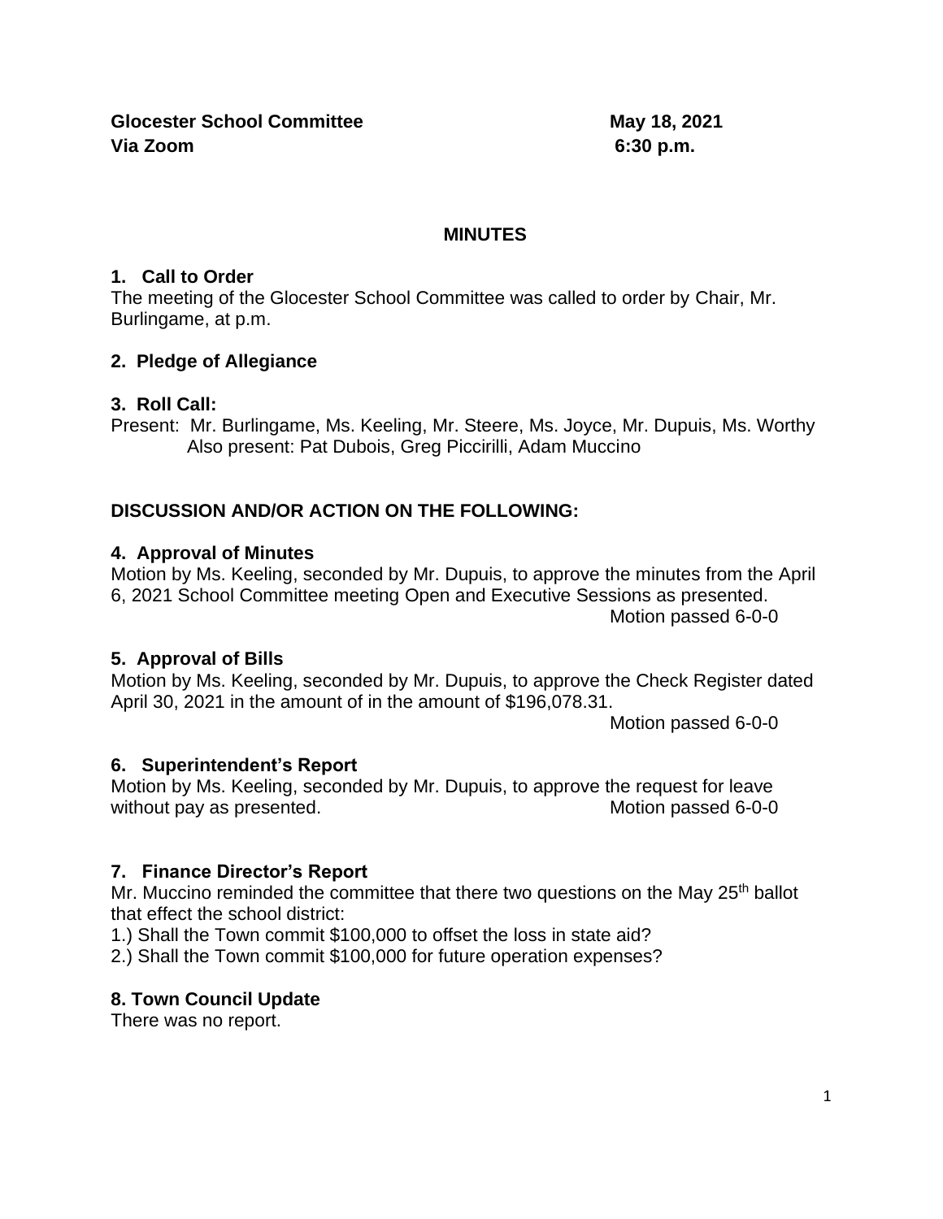**Glocester School Committee** **May 18, 2021**
**Via Zoom** **6:30 p.m.**

## MINUTES

### 1. Call to Order

The meeting of the Glocester School Committee was called to order by Chair, Mr. Burlingame, at p.m.

### 2. Pledge of Allegiance

### 3. Roll Call:

Present: Mr. Burlingame, Ms. Keeling, Mr. Steere, Ms. Joyce, Mr. Dupuis, Ms. Worthy
Also present: Pat Dubois, Greg Piccirilli, Adam Muccino

### DISCUSSION AND/OR ACTION ON THE FOLLOWING:

### 4. Approval of Minutes

Motion by Ms. Keeling, seconded by Mr. Dupuis, to approve the minutes from the April 6, 2021 School Committee meeting Open and Executive Sessions as presented.

Motion passed 6-0-0

### 5. Approval of Bills

Motion by Ms. Keeling, seconded by Mr. Dupuis, to approve the Check Register dated April 30, 2021 in the amount of in the amount of $196,078.31.

Motion passed 6-0-0

### 6. Superintendent's Report

Motion by Ms. Keeling, seconded by Mr. Dupuis, to approve the request for leave without pay as presented. Motion passed 6-0-0

### 7. Finance Director's Report

Mr. Muccino reminded the committee that there two questions on the May 25th ballot that effect the school district:

1.) Shall the Town commit $100,000 to offset the loss in state aid?
2.) Shall the Town commit $100,000 for future operation expenses?

### 8. Town Council Update

There was no report.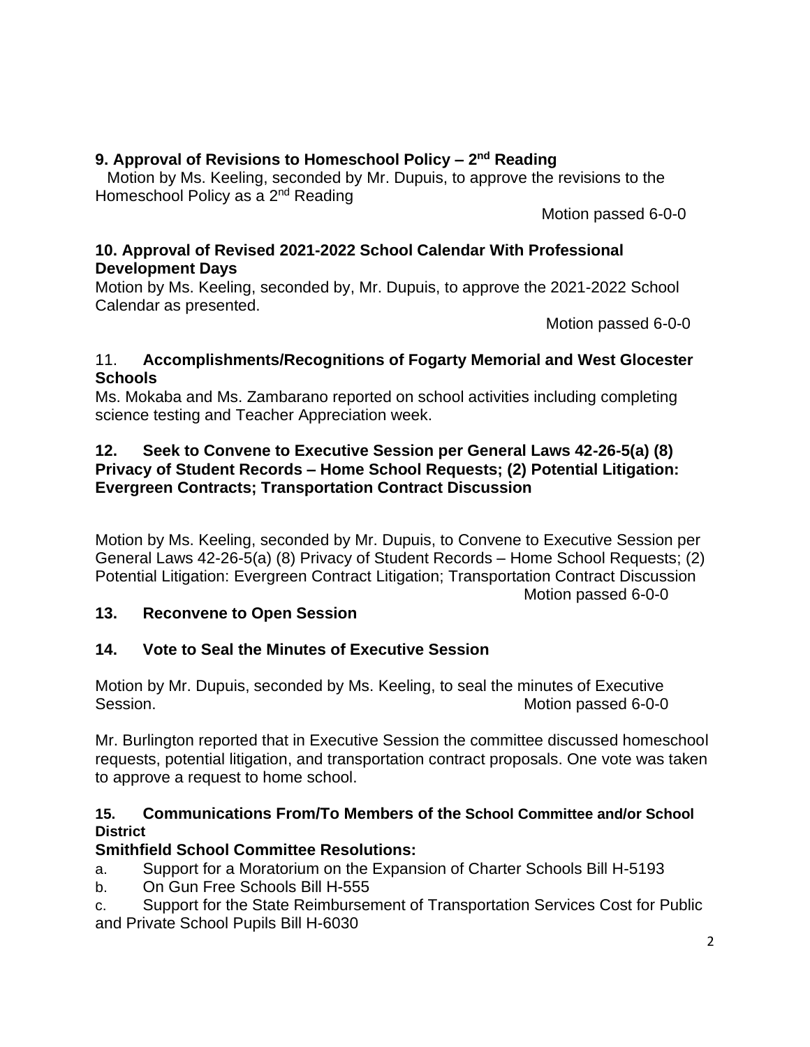**9. Approval of Revisions to Homeschool Policy – 2nd Reading**

Motion by Ms. Keeling, seconded by Mr. Dupuis, to approve the revisions to the Homeschool Policy as a 2nd Reading

Motion passed 6-0-0

**10. Approval of Revised 2021-2022 School Calendar With Professional Development Days**

Motion by Ms. Keeling, seconded by, Mr. Dupuis, to approve the 2021-2022 School Calendar as presented.

Motion passed 6-0-0

11. **Accomplishments/Recognitions of Fogarty Memorial and West Glocester Schools**

Ms. Mokaba and Ms. Zambarano reported on school activities including completing science testing and Teacher Appreciation week.

**12. Seek to Convene to Executive Session per General Laws 42-26-5(a) (8) Privacy of Student Records – Home School Requests; (2) Potential Litigation: Evergreen Contracts; Transportation Contract Discussion**

Motion by Ms. Keeling, seconded by Mr. Dupuis, to Convene to Executive Session per General Laws 42-26-5(a) (8) Privacy of Student Records – Home School Requests; (2) Potential Litigation: Evergreen Contract Litigation; Transportation Contract Discussion

Motion passed 6-0-0

**13. Reconvene to Open Session**

**14. Vote to Seal the Minutes of Executive Session**

Motion by Mr. Dupuis, seconded by Ms. Keeling, to seal the minutes of Executive Session.

Motion passed 6-0-0

Mr. Burlington reported that in Executive Session the committee discussed homeschool requests, potential litigation, and transportation contract proposals. One vote was taken to approve a request to home school.

**15. Communications From/To Members of the School Committee and/or School District**

**Smithfield School Committee Resolutions:**

a. Support for a Moratorium on the Expansion of Charter Schools Bill H-5193

b. On Gun Free Schools Bill H-555

c. Support for the State Reimbursement of Transportation Services Cost for Public and Private School Pupils Bill H-6030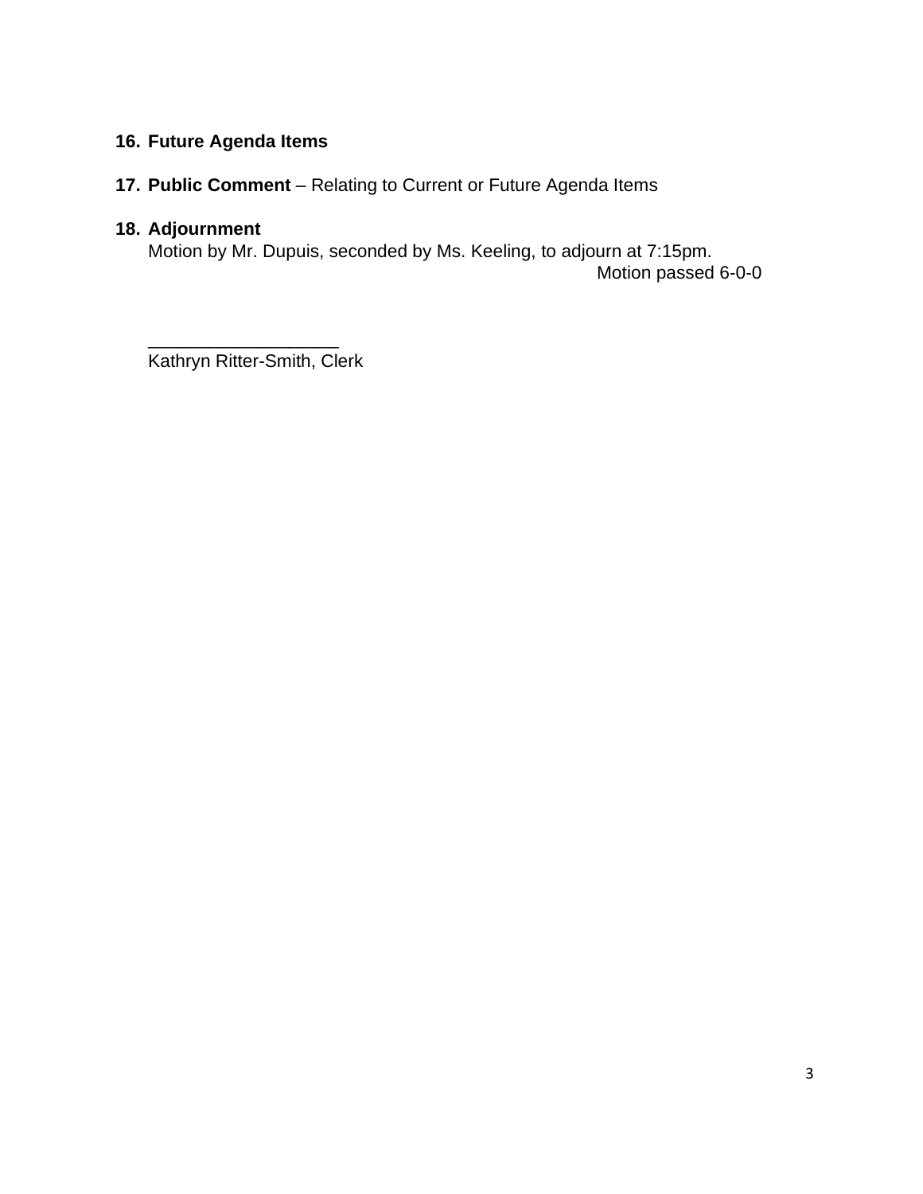**16. Future Agenda Items**

**17. Public Comment** – Relating to Current or Future Agenda Items

**18. Adjournment**
Motion by Mr. Dupuis, seconded by Ms. Keeling, to adjourn at 7:15pm.
Motion passed 6-0-0

___________________
Kathryn Ritter-Smith, Clerk